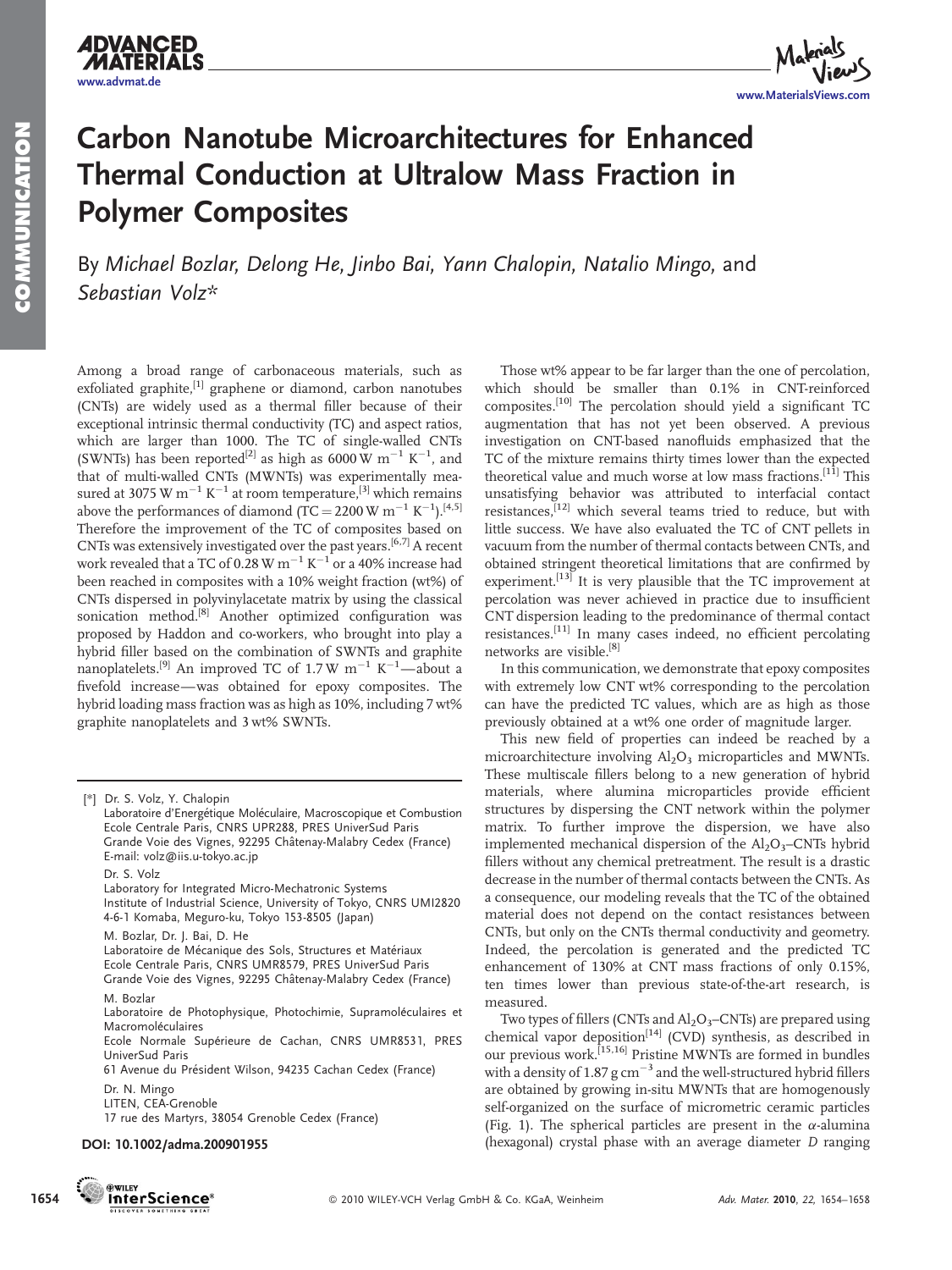# Carbon Nanotube Microarchitectures for Enhanced Thermal Conduction at Ultralow Mass Fraction in Polymer Composites

By *Michael Bozlar, Delong He, Jinbo Bai, Yann Chalopin, Natalio Mingo,* and *Sebastian Volz**

Among a broad range of carbonaceous materials, such as exfoliated graphite,[1] graphene or diamond, carbon nanotubes (CNTs) are widely used as a thermal filler because of their exceptional intrinsic thermal conductivity (TC) and aspect ratios, which are larger than 1000. The TC of single-walled CNTs (SWNTs) has been reported[2] as high as 6000 W $m^{-1}$ $K^{-1}$, and that of multi-walled CNTs (MWNTs) was experimentally measured at 3075 W $m^{-1}$ $K^{-1}$ at room temperature,[3] which remains above the performances of diamond (TC = 2200 W $m^{-1}$ $K^{-1}$).[4,5] Therefore the improvement of the TC of composites based on CNTs was extensively investigated over the past years.[6,7] A recent work revealed that a TC of 0.28 W $m^{-1}$ $K^{-1}$ or a 40% increase had been reached in composites with a 10% weight fraction (wt%) of CNTs dispersed in polyvinylacetate matrix by using the classical sonication method.[8] Another optimized configuration was proposed by Haddon and co-workers, who brought into play a hybrid filler based on the combination of SWNTs and graphite nanoplatelets.[9] An improved TC of 1.7 W $m^{-1}$ $K^{-1}$—about a fivefold increase—was obtained for epoxy composites. The hybrid loading mass fraction was as high as 10%, including 7 wt% graphite nanoplatelets and 3 wt% SWNTs.

Those wt% appear to be far larger than the one of percolation, which should be smaller than 0.1% in CNT-reinforced composites.[10] The percolation should yield a significant TC augmentation that has not yet been observed. A previous investigation on CNT-based nanofluids emphasized that the TC of the mixture remains thirty times lower than the expected theoretical value and much worse at low mass fractions.[11] This unsatisfying behavior was attributed to interfacial contact resistances,[12] which several teams tried to reduce, but with little success. We have also evaluated the TC of CNT pellets in vacuum from the number of thermal contacts between CNTs, and obtained stringent theoretical limitations that are confirmed by experiment.[13] It is very plausible that the TC improvement at percolation was never achieved in practice due to insufficient CNT dispersion leading to the predominance of thermal contact resistances.[11] In many cases indeed, no efficient percolating networks are visible.[8]

In this communication, we demonstrate that epoxy composites with extremely low CNT wt% corresponding to the percolation can have the predicted TC values, which are as high as those previously obtained at a wt% one order of magnitude larger.

This new field of properties can indeed be reached by a microarchitecture involving $Al_2O_3$ microparticles and MWNTs. These multiscale fillers belong to a new generation of hybrid materials, where alumina microparticles provide efficient structures by dispersing the CNT network within the polymer matrix. To further improve the dispersion, we have also implemented mechanical dispersion of the $Al_2O_3$–CNTs hybrid fillers without any chemical pretreatment. The result is a drastic decrease in the number of thermal contacts between the CNTs. As a consequence, our modeling reveals that the TC of the obtained material does not depend on the contact resistances between CNTs, but only on the CNTs thermal conductivity and geometry. Indeed, the percolation is generated and the predicted TC enhancement of 130% at CNT mass fractions of only 0.15%, ten times lower than previous state-of-the-art research, is measured.

Two types of fillers (CNTs and $Al_2O_3$–CNTs) are prepared using chemical vapor deposition[14] (CVD) synthesis, as described in our previous work.[15,16] Pristine MWNTs are formed in bundles with a density of 1.87 g $cm^{-3}$ and the well-structured hybrid fillers are obtained by growing in-situ MWNTs that are homogenously self-organized on the surface of micrometric ceramic particles (Fig. 1). The spherical particles are present in the $\alpha$-alumina (hexagonal) crystal phase with an average diameter $D$ ranging

---

[*] Dr. S. Volz, Y. Chalopin
Laboratoire d'Energétique Moléculaire, Macroscopique et Combustion
Ecole Centrale Paris, CNRS UPR288, PRES UniverSud Paris
Grande Voie des Vignes, 92295 Châtenay-Malabry Cedex (France)
E-mail: volz@iis.u-tokyo.ac.jp

Dr. S. Volz
Laboratory for Integrated Micro-Mechatronic Systems
Institute of Industrial Science, University of Tokyo, CNRS UMI2820
4-6-1 Komaba, Meguro-ku, Tokyo 153-8505 (Japan)

M. Bozlar, Dr. J. Bai, D. He
Laboratoire de Mécanique des Sols, Structures et Matériaux
Ecole Centrale Paris, CNRS UMR8579, PRES UniverSud Paris
Grande Voie des Vignes, 92295 Châtenay-Malabry Cedex (France)

M. Bozlar
Laboratoire de Photophysique, Photochimie, Supramoléculaires et Macromoléculaires
Ecole Normale Supérieure de Cachan, CNRS UMR8531, PRES UniverSud Paris
61 Avenue du Président Wilson, 94235 Cachan Cedex (France)

Dr. N. Mingo
LITEN, CEA-Grenoble
17 rue des Martyrs, 38054 Grenoble Cedex (France)

DOI: 10.1002/adma.200901955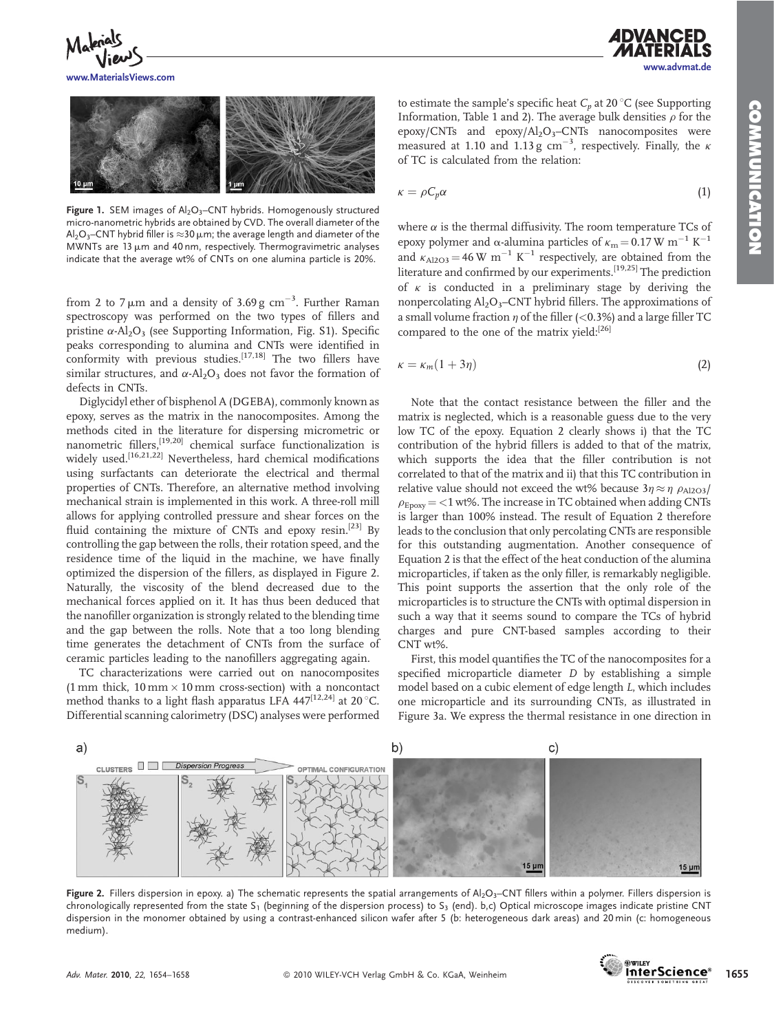Figure 1. SEM images of $Al_2O_3$–CNT hybrids. Homogenously structured micro-nanometric hybrids are obtained by CVD. The overall diameter of the $Al_2O_3$–CNT hybrid filler is ≈30 μm; the average length and diameter of the MWNTs are 13 μm and 40 nm, respectively. Thermogravimetric analyses indicate that the average wt% of CNTs on one alumina particle is 20%.

from 2 to 7 μm and a density of 3.69 g cm$^{-3}$. Further Raman spectroscopy was performed on the two types of fillers and pristine $\alpha$-$Al_2O_3$ (see Supporting Information, Fig. S1). Specific peaks corresponding to alumina and CNTs were identified in conformity with previous studies.[17,18] The two fillers have similar structures, and $\alpha$-$Al_2O_3$ does not favor the formation of defects in CNTs.

Diglycidyl ether of bisphenol A (DGEBA), commonly known as epoxy, serves as the matrix in the nanocomposites. Among the methods cited in the literature for dispersing micrometric or nanometric fillers,[19,20] chemical surface functionalization is widely used.[16,21,22] Nevertheless, hard chemical modifications using surfactants can deteriorate the electrical and thermal properties of CNTs. Therefore, an alternative method involving mechanical strain is implemented in this work. A three-roll mill allows for applying controlled pressure and shear forces on the fluid containing the mixture of CNTs and epoxy resin.[23] By controlling the gap between the rolls, their rotation speed, and the residence time of the liquid in the machine, we have finally optimized the dispersion of the fillers, as displayed in Figure 2. Naturally, the viscosity of the blend decreased due to the mechanical forces applied on it. It has thus been deduced that the nanofiller organization is strongly related to the blending time and the gap between the rolls. Note that a too long blending time generates the detachment of CNTs from the surface of ceramic particles leading to the nanofillers aggregating again.

TC characterizations were carried out on nanocomposites (1 mm thick, 10 mm × 10 mm cross-section) with a noncontact method thanks to a light flash apparatus LFA 447[12,24] at 20 °C. Differential scanning calorimetry (DSC) analyses were performed to estimate the sample's specific heat $C_p$ at 20 °C (see Supporting Information, Table 1 and 2). The average bulk densities $\rho$ for the epoxy/CNTs and epoxy/$Al_2O_3$–CNTs nanocomposites were measured at 1.10 and 1.13 g cm$^{-3}$, respectively. Finally, the $\kappa$ of TC is calculated from the relation:

$$\kappa = \rho C_p \alpha \tag{1}$$

where $\alpha$ is the thermal diffusivity. The room temperature TCs of epoxy polymer and $\alpha$-alumina particles of $\kappa_m = 0.17$ W m$^{-1}$ K$^{-1}$ and $\kappa_{Al2O3} = 46$ W m$^{-1}$ K$^{-1}$ respectively, are obtained from the literature and confirmed by our experiments.[19,25] The prediction of $\kappa$ is conducted in a preliminary stage by deriving the nonpercolating $Al_2O_3$–CNT hybrid fillers. The approximations of a small volume fraction $\eta$ of the filler (<0.3%) and a large filler TC compared to the one of the matrix yield:[26]

$$\kappa = \kappa_m(1 + 3\eta) \tag{2}$$

Note that the contact resistance between the filler and the matrix is neglected, which is a reasonable guess due to the very low TC of the epoxy. Equation 2 clearly shows i) that the TC contribution of the hybrid fillers is added to that of the matrix, which supports the idea that the filler contribution is not correlated to that of the matrix and ii) that this TC contribution in relative value should not exceed the wt% because $3\eta \approx \eta\ \rho_{Al2O3}/\rho_{Epoxy} = <1$ wt%. The increase in TC obtained when adding CNTs is larger than 100% instead. The result of Equation 2 therefore leads to the conclusion that only percolating CNTs are responsible for this outstanding augmentation. Another consequence of Equation 2 is that the effect of the heat conduction of the alumina microparticles, if taken as the only filler, is remarkably negligible. This point supports the assertion that the only role of the microparticles is to structure the CNTs with optimal dispersion in such a way that it seems sound to compare the TCs of hybrid charges and pure CNT-based samples according to their CNT wt%.

First, this model quantifies the TC of the nanocomposites for a specified microparticle diameter $D$ by establishing a simple model based on a cubic element of edge length $L$, which includes one microparticle and its surrounding CNTs, as illustrated in Figure 3a. We express the thermal resistance in one direction in

Figure 2. Fillers dispersion in epoxy. a) The schematic represents the spatial arrangements of $Al_2O_3$–CNT fillers within a polymer. Fillers dispersion is chronologically represented from the state $S_1$ (beginning of the dispersion process) to $S_3$ (end). b,c) Optical microscope images indicate pristine CNT dispersion in the monomer obtained by using a contrast-enhanced silicon wafer after 5 (b: heterogeneous dark areas) and 20 min (c: homogeneous medium).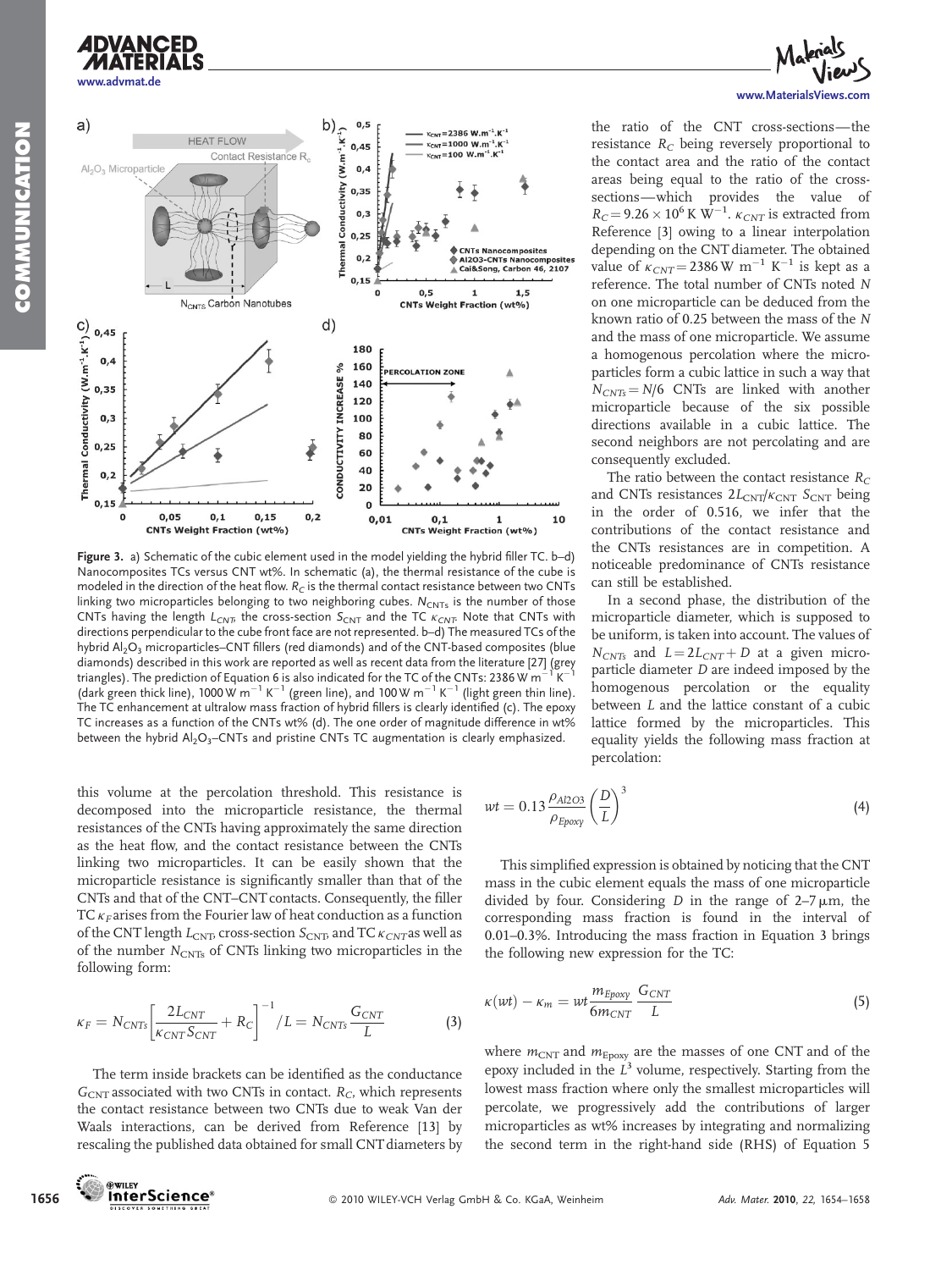Figure 3. a) Schematic of the cubic element used in the model yielding the hybrid filler TC. b–d) Nanocomposites TCs versus CNT wt%. In schematic (a), the thermal resistance of the cube is modeled in the direction of the heat flow. $R_C$ is the thermal contact resistance between two CNTs linking two microparticles belonging to two neighboring cubes. $N_{CNTs}$ is the number of those CNTs having the length $L_{CNT}$, the cross-section $S_{CNT}$ and the TC $\kappa_{CNT}$. Note that CNTs with directions perpendicular to the cube front face are not represented. b–d) The measured TCs of the hybrid $Al_2O_3$ microparticles–CNT fillers (red diamonds) and of the CNT-based composites (blue diamonds) described in this work are reported as well as recent data from the literature [27] (grey triangles). The prediction of Equation 6 is also indicated for the TC of the CNTs: 2386 W $m^{-1}$ $K^{-1}$ (dark green thick line), 1000 W $m^{-1}$ $K^{-1}$ (green line), and 100 W $m^{-1}$ $K^{-1}$ (light green thin line). The TC enhancement at ultralow mass fraction of hybrid fillers is clearly identified (c). The epoxy TC increases as a function of the CNTs wt% (d). The one order of magnitude difference in wt% between the hybrid $Al_2O_3$–CNTs and pristine CNTs TC augmentation is clearly emphasized.

this volume at the percolation threshold. This resistance is decomposed into the microparticle resistance, the thermal resistances of the CNTs having approximately the same direction as the heat flow, and the contact resistance between the CNTs linking two microparticles. It can be easily shown that the microparticle resistance is significantly smaller than that of the CNTs and that of the CNT–CNT contacts. Consequently, the filler TC $\kappa_F$ arises from the Fourier law of heat conduction as a function of the CNT length $L_{CNT}$, cross-section $S_{CNT}$, and TC $\kappa_{CNT}$ as well as of the number $N_{CNTs}$ of CNTs linking two microparticles in the following form:

$$\kappa_F = N_{CNTs}\left[\frac{2L_{CNT}}{\kappa_{CNT}S_{CNT}} + R_C\right]^{-1} / L = N_{CNTs}\frac{G_{CNT}}{L} \tag{3}$$

The term inside brackets can be identified as the conductance $G_{CNT}$ associated with two CNTs in contact. $R_C$, which represents the contact resistance between two CNTs due to weak Van der Waals interactions, can be derived from Reference [13] by rescaling the published data obtained for small CNT diameters by the ratio of the CNT cross-sections—the resistance $R_C$ being reversely proportional to the contact area and the ratio of the contact areas being equal to the ratio of the cross-sections—which provide the value of $R_C = 9.26 \times 10^6$ K $W^{-1}$. $\kappa_{CNT}$ is extracted from Reference [3] owing to a linear interpolation depending on the CNT diameter. The obtained value of $\kappa_{CNT} = 2386$ W $m^{-1}$ $K^{-1}$ is kept as a reference. The total number of CNTs noted $N$ on one microparticle can be deduced from the known ratio of 0.25 between the mass of the $N$ and the mass of one microparticle. We assume a homogenous percolation where the microparticles form a cubic lattice in such a way that $N_{CNTs} = N/6$ CNTs are linked with another microparticle because of the six possible directions available in a cubic lattice. The second neighbors are not percolating and are consequently excluded.

The ratio between the contact resistance $R_C$ and CNTs resistances $2L_{CNT}/\kappa_{CNT}\ S_{CNT}$ being in the order of 0.516, we infer that the contributions of the contact resistance and the CNTs resistances are in competition. A noticeable predominance of CNTs resistance can still be established.

In a second phase, the distribution of the microparticle diameter, which is supposed to be uniform, is taken into account. The values of $N_{CNTs}$ and $L = 2L_{CNT} + D$ at a given microparticle diameter $D$ are indeed imposed by the homogenous percolation or the equality between $L$ and the lattice constant of a cubic lattice formed by the microparticles. This equality yields the following mass fraction at percolation:

$$wt = 0.13\frac{\rho_{Al2O3}}{\rho_{Epoxy}}\left(\frac{D}{L}\right)^3 \tag{4}$$

This simplified expression is obtained by noticing that the CNT mass in the cubic element equals the mass of one microparticle divided by four. Considering $D$ in the range of 2–7 μm, the corresponding mass fraction is found in the interval of 0.01–0.3%. Introducing the mass fraction in Equation 3 brings the following new expression for the TC:

$$\kappa(wt) - \kappa_m = wt\frac{m_{Epoxy}}{6m_{CNT}}\frac{G_{CNT}}{L} \tag{5}$$

where $m_{CNT}$ and $m_{Epoxy}$ are the masses of one CNT and of the epoxy included in the $L^3$ volume, respectively. Starting from the lowest mass fraction where only the smallest microparticles will percolate, we progressively add the contributions of larger microparticles as wt% increases by integrating and normalizing the second term in the right-hand side (RHS) of Equation 5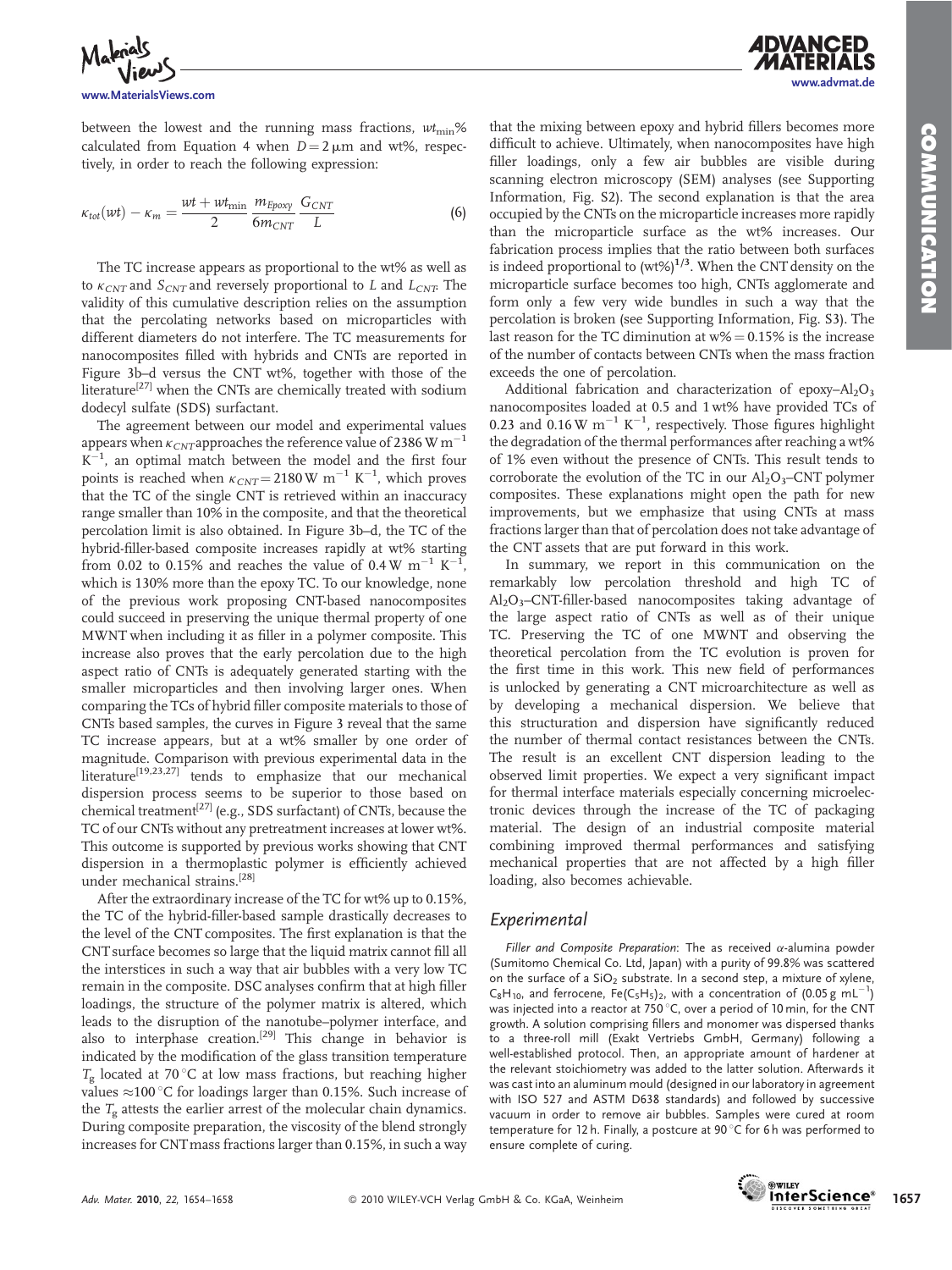between the lowest and the running mass fractions, $wt_{min}$% calculated from Equation 4 when $D = 2\,\mu$m and wt%, respectively, in order to reach the following expression:

$$\kappa_{tot}(wt) - \kappa_m = \frac{wt + wt_{min}}{2} \frac{m_{Epoxy}}{6m_{CNT}} \frac{G_{CNT}}{L} \quad (6)$$

The TC increase appears as proportional to the wt% as well as to $\kappa_{CNT}$ and $S_{CNT}$ and reversely proportional to $L$ and $L_{CNT}$. The validity of this cumulative description relies on the assumption that the percolating networks based on microparticles with different diameters do not interfere. The TC measurements for nanocomposites filled with hybrids and CNTs are reported in Figure 3b–d versus the CNT wt%, together with those of the literature[27] when the CNTs are chemically treated with sodium dodecyl sulfate (SDS) surfactant.

The agreement between our model and experimental values appears when $\kappa_{CNT}$ approaches the reference value of 2386 W m$^{-1}$ K$^{-1}$, an optimal match between the model and the first four points is reached when $\kappa_{CNT} = 2180$ W m$^{-1}$ K$^{-1}$, which proves that the TC of the single CNT is retrieved within an inaccuracy range smaller than 10% in the composite, and that the theoretical percolation limit is also obtained. In Figure 3b–d, the TC of the hybrid-filler-based composite increases rapidly at wt% starting from 0.02 to 0.15% and reaches the value of 0.4 W m$^{-1}$ K$^{-1}$, which is 130% more than the epoxy TC. To our knowledge, none of the previous work proposing CNT-based nanocomposites could succeed in preserving the unique thermal property of one MWNT when including it as filler in a polymer composite. This increase also proves that the early percolation due to the high aspect ratio of CNTs is adequately generated starting with the smaller microparticles and then involving larger ones. When comparing the TCs of hybrid filler composite materials to those of CNTs based samples, the curves in Figure 3 reveal that the same TC increase appears, but at a wt% smaller by one order of magnitude. Comparison with previous experimental data in the literature[19,23,27] tends to emphasize that our mechanical dispersion process seems to be superior to those based on chemical treatment[27] (e.g., SDS surfactant) of CNTs, because the TC of our CNTs without any pretreatment increases at lower wt%. This outcome is supported by previous works showing that CNT dispersion in a thermoplastic polymer is efficiently achieved under mechanical strains.[28]

After the extraordinary increase of the TC for wt% up to 0.15%, the TC of the hybrid-filler-based sample drastically decreases to the level of the CNT composites. The first explanation is that the CNT surface becomes so large that the liquid matrix cannot fill all the interstices in such a way that air bubbles with a very low TC remain in the composite. DSC analyses confirm that at high filler loadings, the structure of the polymer matrix is altered, which leads to the disruption of the nanotube–polymer interface, and also to interphase creation.[29] This change in behavior is indicated by the modification of the glass transition temperature $T_g$ located at 70 °C at low mass fractions, but reaching higher values ≈100 °C for loadings larger than 0.15%. Such increase of the $T_g$ attests the earlier arrest of the molecular chain dynamics. During composite preparation, the viscosity of the blend strongly increases for CNT mass fractions larger than 0.15%, in such a way that the mixing between epoxy and hybrid fillers becomes more difficult to achieve. Ultimately, when nanocomposites have high filler loadings, only a few air bubbles are visible during scanning electron microscopy (SEM) analyses (see Supporting Information, Fig. S2). The second explanation is that the area occupied by the CNTs on the microparticle increases more rapidly than the microparticle surface as the wt% increases. Our fabrication process implies that the ratio between both surfaces is indeed proportional to (wt%)$^{1/3}$. When the CNT density on the microparticle surface becomes too high, CNTs agglomerate and form only a few very wide bundles in such a way that the percolation is broken (see Supporting Information, Fig. S3). The last reason for the TC diminution at w% = 0.15% is the increase of the number of contacts between CNTs when the mass fraction exceeds the one of percolation.

Additional fabrication and characterization of epoxy–$Al_2O_3$ nanocomposites loaded at 0.5 and 1 wt% have provided TCs of 0.23 and 0.16 W m$^{-1}$ K$^{-1}$, respectively. Those figures highlight the degradation of the thermal performances after reaching a wt% of 1% even without the presence of CNTs. This result tends to corroborate the evolution of the TC in our $Al_2O_3$–CNT polymer composites. These explanations might open the path for new improvements, but we emphasize that using CNTs at mass fractions larger than that of percolation does not take advantage of the CNT assets that are put forward in this work.

In summary, we report in this communication on the remarkably low percolation threshold and high TC of $Al_2O_3$–CNT-filler-based nanocomposites taking advantage of the large aspect ratio of CNTs as well as of their unique TC. Preserving the TC of one MWNT and observing the theoretical percolation from the TC evolution is proven for the first time in this work. This new field of performances is unlocked by generating a CNT microarchitecture as well as by developing a mechanical dispersion. We believe that this structuration and dispersion have significantly reduced the number of thermal contact resistances between the CNTs. The result is an excellent CNT dispersion leading to the observed limit properties. We expect a very significant impact for thermal interface materials especially concerning microelectronic devices through the increase of the TC of packaging material. The design of an industrial composite material combining improved thermal performances and satisfying mechanical properties that are not affected by a high filler loading, also becomes achievable.

## Experimental

*Filler and Composite Preparation*: The as received α-alumina powder (Sumitomo Chemical Co. Ltd, Japan) with a purity of 99.8% was scattered on the surface of a $SiO_2$ substrate. In a second step, a mixture of xylene, $C_8H_{10}$, and ferrocene, $Fe(C_5H_5)_2$, with a concentration of (0.05 g mL$^{-1}$) was injected into a reactor at 750 °C, over a period of 10 min, for the CNT growth. A solution comprising fillers and monomer was dispersed thanks to a three-roll mill (Exakt Vertriebs GmbH, Germany) following a well-established protocol. Then, an appropriate amount of hardener at the relevant stoichiometry was added to the latter solution. Afterwards it was cast into an aluminum mould (designed in our laboratory in agreement with ISO 527 and ASTM D638 standards) and followed by successive vacuum in order to remove air bubbles. Samples were cured at room temperature for 12 h. Finally, a postcure at 90 °C for 6 h was performed to ensure complete of curing.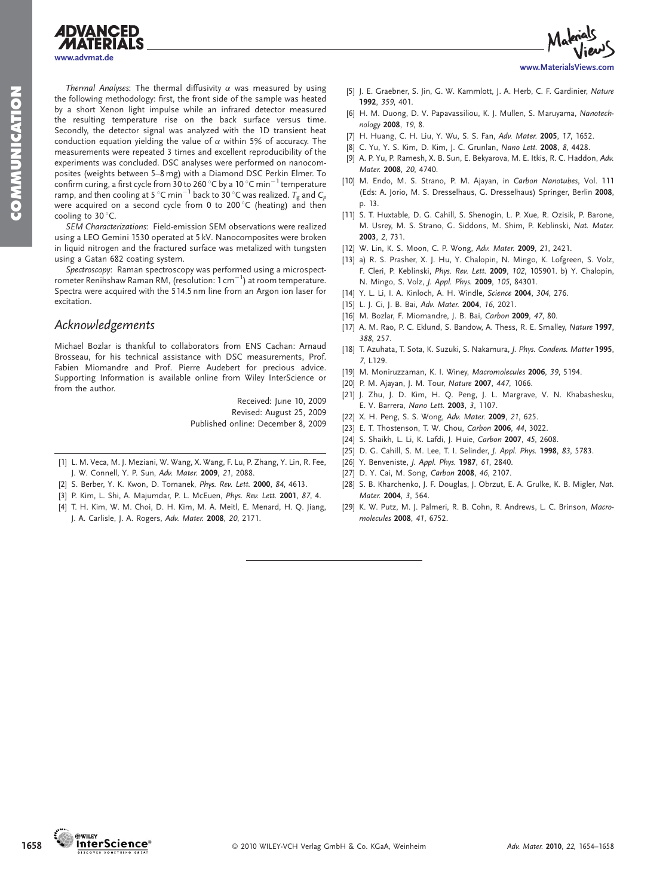*Thermal Analyses*: The thermal diffusivity $\alpha$ was measured by using the following methodology: first, the front side of the sample was heated by a short Xenon light impulse while an infrared detector measured the resulting temperature rise on the back surface versus time. Secondly, the detector signal was analyzed with the 1D transient heat conduction equation yielding the value of $\alpha$ within 5% of accuracy. The measurements were repeated 3 times and excellent reproducibility of the experiments was concluded. DSC analyses were performed on nanocomposites (weights between 5–8 mg) with a Diamond DSC Perkin Elmer. To confirm curing, a first cycle from 30 to 260 °C by a 10 °C min$^{-1}$ temperature ramp, and then cooling at 5 °C min$^{-1}$ back to 30 °C was realized. $T_g$ and $C_p$ were acquired on a second cycle from 0 to 200 °C (heating) and then cooling to 30 °C.

*SEM Characterizations*: Field-emission SEM observations were realized using a LEO Gemini 1530 operated at 5 kV. Nanocomposites were broken in liquid nitrogen and the fractured surface was metalized with tungsten using a Gatan 682 coating system.

*Spectroscopy*: Raman spectroscopy was performed using a microspectrometer Renihshaw Raman RM, (resolution: 1 cm$^{-1}$) at room temperature. Spectra were acquired with the 514.5 nm line from an Argon ion laser for excitation.

## Acknowledgements

Michael Bozlar is thankful to collaborators from ENS Cachan: Arnaud Brosseau, for his technical assistance with DSC measurements, Prof. Fabien Miomandre and Prof. Pierre Audebert for precious advice. Supporting Information is available online from Wiley InterScience or from the author.

Received: June 10, 2009
Revised: August 25, 2009
Published online: December 8, 2009

[1] L. M. Veca, M. J. Meziani, W. Wang, X. Wang, F. Lu, P. Zhang, Y. Lin, R. Fee, J. W. Connell, Y. P. Sun, *Adv. Mater.* **2009**, *21*, 2088.
[2] S. Berber, Y. K. Kwon, D. Tomanek, *Phys. Rev. Lett.* **2000**, *84*, 4613.
[3] P. Kim, L. Shi, A. Majumdar, P. L. McEuen, *Phys. Rev. Lett.* **2001**, *87*, 4.
[4] T. H. Kim, W. M. Choi, D. H. Kim, M. A. Meitl, E. Menard, H. Q. Jiang, J. A. Carlisle, J. A. Rogers, *Adv. Mater.* **2008**, *20*, 2171.
[5] J. E. Graebner, S. Jin, G. W. Kammlott, J. A. Herb, C. F. Gardinier, *Nature* **1992**, *359*, 401.
[6] H. M. Duong, D. V. Papavassiliou, K. J. Mullen, S. Maruyama, *Nanotechnology* **2008**, *19*, 8.
[7] H. Huang, C. H. Liu, Y. Wu, S. S. Fan, *Adv. Mater.* **2005**, *17*, 1652.
[8] C. Yu, Y. S. Kim, D. Kim, J. C. Grunlan, *Nano Lett.* **2008**, *8*, 4428.
[9] A. P. Yu, P. Ramesh, X. B. Sun, E. Bekyarova, M. E. Itkis, R. C. Haddon, *Adv. Mater.* **2008**, *20*, 4740.
[10] M. Endo, M. S. Strano, P. M. Ajayan, in *Carbon Nanotubes*, Vol. 111 (Eds: A. Jorio, M. S. Dresselhaus, G. Dresselhaus) Springer, Berlin **2008**, p. 13.
[11] S. T. Huxtable, D. G. Cahill, S. Shenogin, L. P. Xue, R. Ozisik, P. Barone, M. Usrey, M. S. Strano, G. Siddons, M. Shim, P. Keblinski, *Nat. Mater.* **2003**, *2*, 731.
[12] W. Lin, K. S. Moon, C. P. Wong, *Adv. Mater.* **2009**, *21*, 2421.
[13] a) R. S. Prasher, X. J. Hu, Y. Chalopin, N. Mingo, K. Lofgreen, S. Volz, F. Cleri, P. Keblinski, *Phys. Rev. Lett.* **2009**, *102*, 105901. b) Y. Chalopin, N. Mingo, S. Volz, *J. Appl. Phys.* **2009**, *105*, 84301.
[14] Y. L. Li, I. A. Kinloch, A. H. Windle, *Science* **2004**, *304*, 276.
[15] L. J. Ci, J. B. Bai, *Adv. Mater.* **2004**, *16*, 2021.
[16] M. Bozlar, F. Miomandre, J. B. Bai, *Carbon* **2009**, *47*, 80.
[17] A. M. Rao, P. C. Eklund, S. Bandow, A. Thess, R. E. Smalley, *Nature* **1997**, *388*, 257.
[18] T. Azuhata, T. Sota, K. Suzuki, S. Nakamura, *J. Phys. Condens. Matter* **1995**, *7*, L129.
[19] M. Moniruzzaman, K. I. Winey, *Macromolecules* **2006**, *39*, 5194.
[20] P. M. Ajayan, J. M. Tour, *Nature* **2007**, *447*, 1066.
[21] J. Zhu, J. D. Kim, H. Q. Peng, J. L. Margrave, V. N. Khabashesku, E. V. Barrera, *Nano Lett.* **2003**, *3*, 1107.
[22] X. H. Peng, S. S. Wong, *Adv. Mater.* **2009**, *21*, 625.
[23] E. T. Thostenson, T. W. Chou, *Carbon* **2006**, *44*, 3022.
[24] S. Shaikh, L. Li, K. Lafdi, J. Huie, *Carbon* **2007**, *45*, 2608.
[25] D. G. Cahill, S. M. Lee, T. I. Selinder, *J. Appl. Phys.* **1998**, *83*, 5783.
[26] Y. Benveniste, *J. Appl. Phys.* **1987**, *61*, 2840.
[27] D. Y. Cai, M. Song, *Carbon* **2008**, *46*, 2107.
[28] S. B. Kharchenko, J. F. Douglas, J. Obrzut, E. A. Grulke, K. B. Migler, *Nat. Mater.* **2004**, *3*, 564.
[29] K. W. Putz, M. J. Palmeri, R. B. Cohn, R. Andrews, L. C. Brinson, *Macromolecules* **2008**, *41*, 6752.